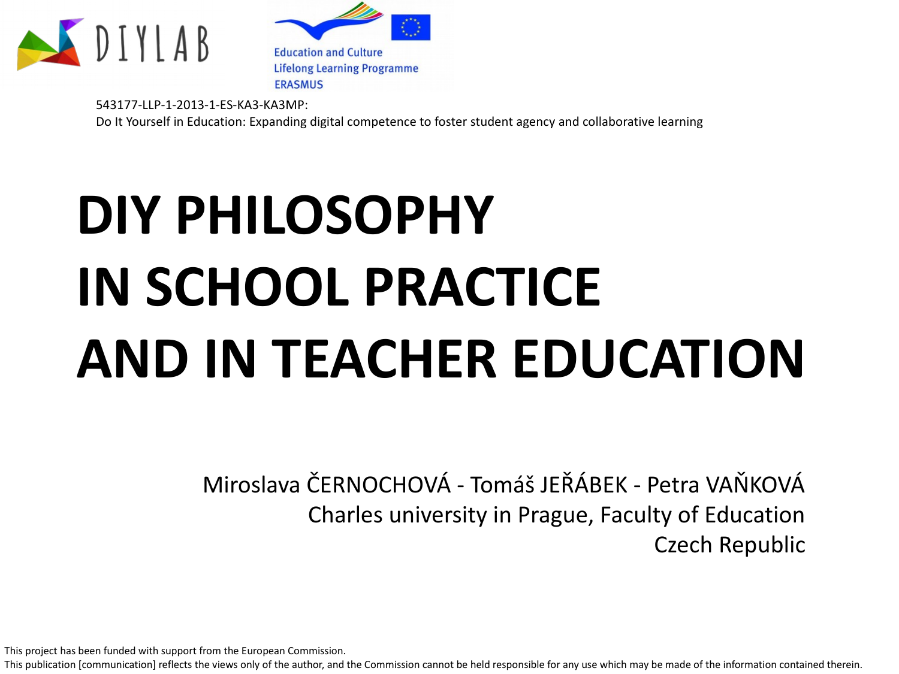DIYLAB

Education and Culture
Lifelong Learning Programme
ERASMUS

543177-LLP-1-2013-1-ES-KA3-KA3MP:
Do It Yourself in Education: Expanding digital competence to foster student agency and collaborative learning

# DIY PHILOSOPHY IN SCHOOL PRACTICE AND IN TEACHER EDUCATION

Miroslava ČERNOCHOVÁ - Tomáš JEŘÁBEK - Petra VAŇKOVÁ
Charles university in Prague, Faculty of Education
Czech Republic

This project has been funded with support from the European Commission.
This publication [communication] reflects the views only of the author, and the Commission cannot be held responsible for any use which may be made of the information contained therein.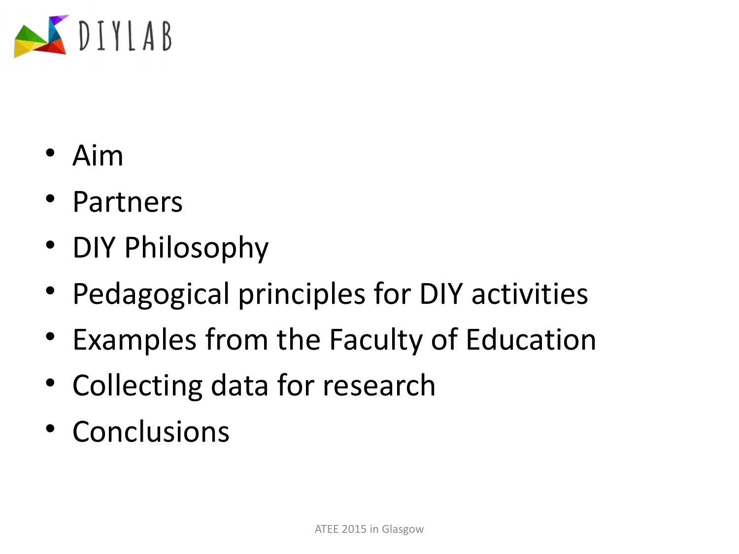- Aim
- Partners
- DIY Philosophy
- Pedagogical principles for DIY activities
- Examples from the Faculty of Education
- Collecting data for research
- Conclusions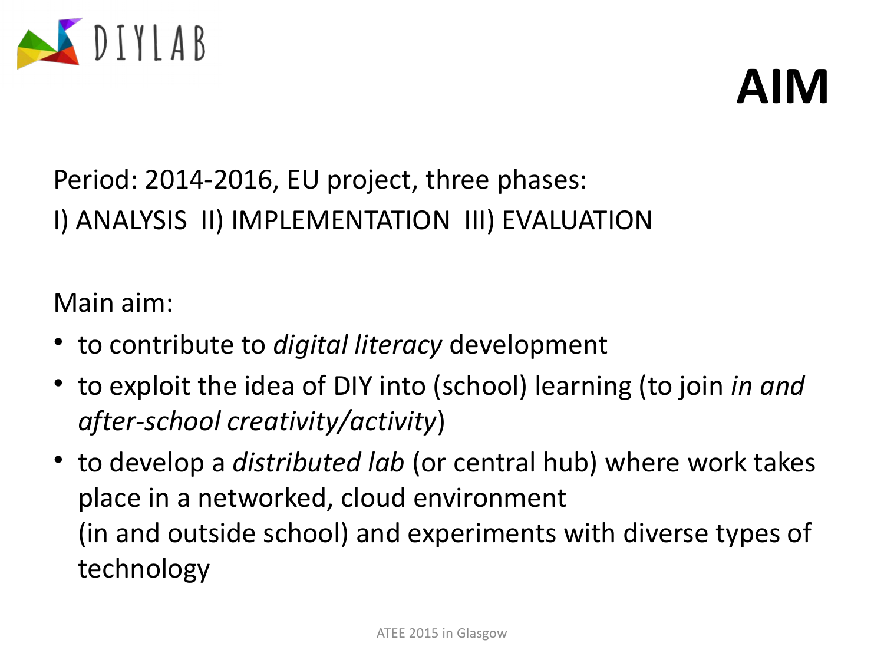# AIM

Period: 2014-2016, EU project, three phases:
I) ANALYSIS II) IMPLEMENTATION III) EVALUATION

Main aim:

- to contribute to *digital literacy* development
- to exploit the idea of DIY into (school) learning (to join *in and after-school creativity/activity*)
- to develop a *distributed lab* (or central hub) where work takes place in a networked, cloud environment
  (in and outside school) and experiments with diverse types of technology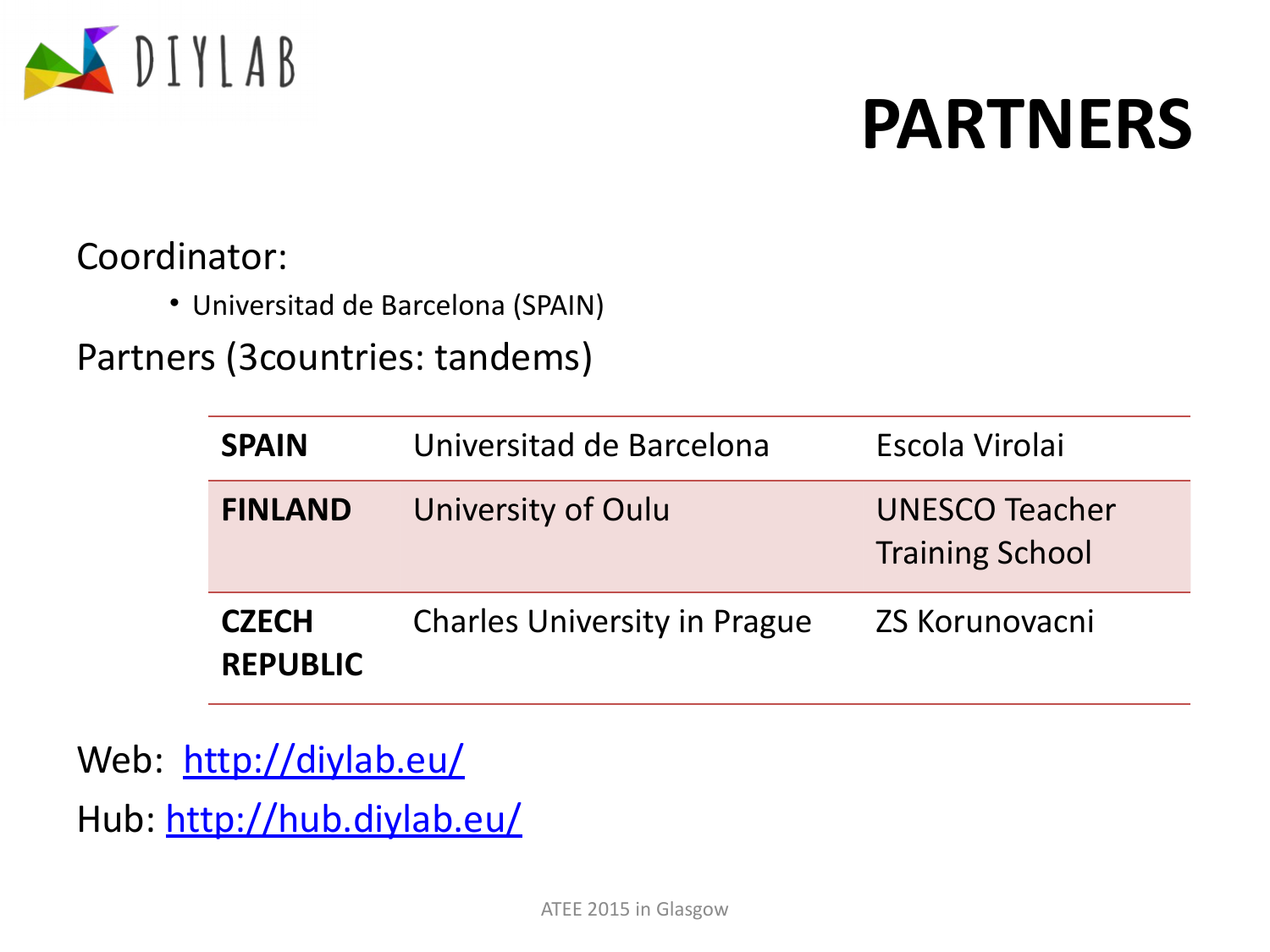DIYLAB

# PARTNERS

Coordinator:

- Universitad de Barcelona (SPAIN)

Partners (3countries: tandems)

| | | |
|---|---|---|
| **SPAIN** | Universitad de Barcelona | Escola Virolai |
| **FINLAND** | University of Oulu | UNESCO Teacher Training School |
| **CZECH REPUBLIC** | Charles University in Prague | ZS Korunovacni |

Web: http://diylab.eu/

Hub: http://hub.diylab.eu/

ATEE 2015 in Glasgow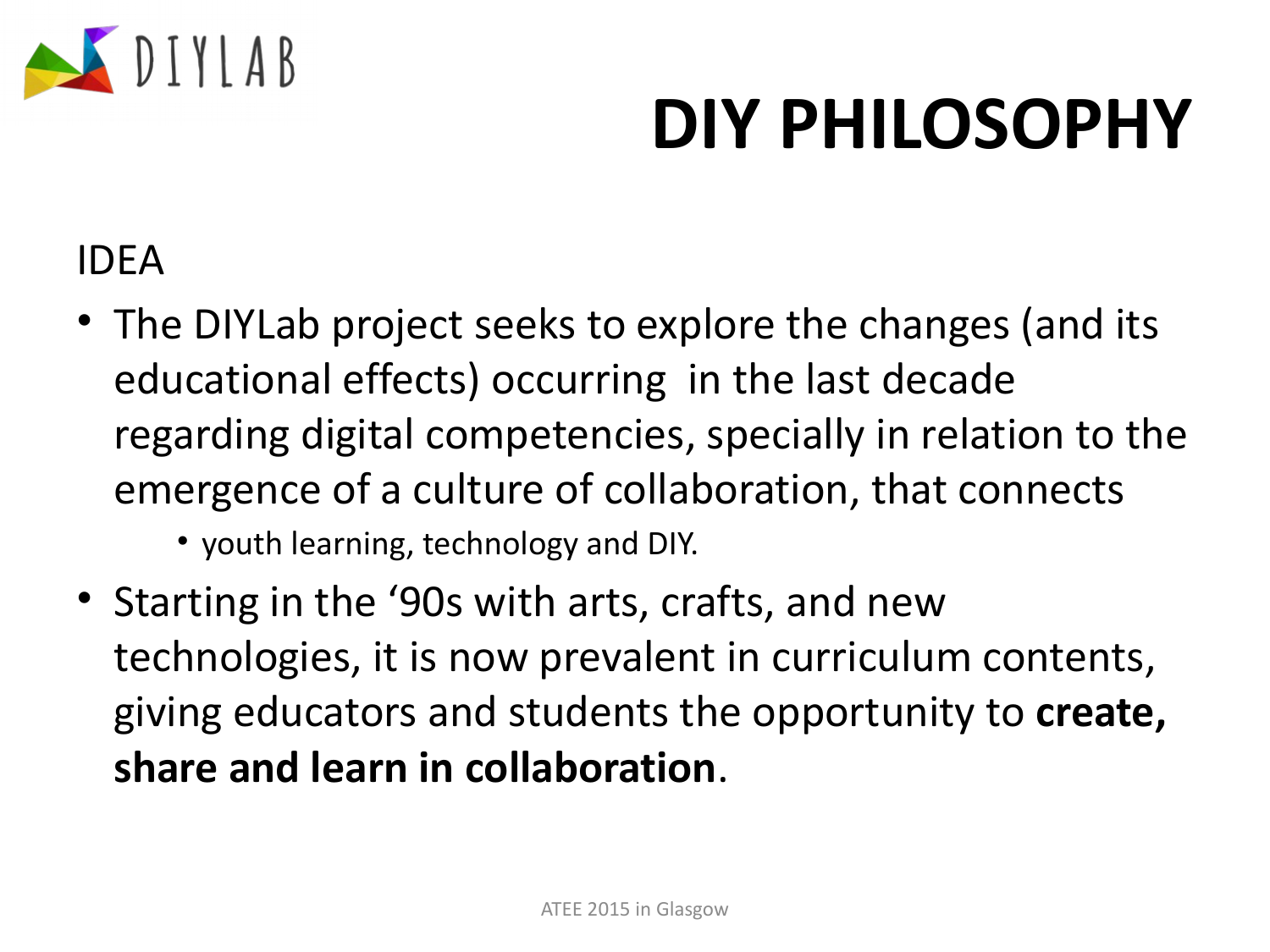# DIY PHILOSOPHY

IDEA

- The DIYLab project seeks to explore the changes (and its educational effects) occurring in the last decade regarding digital competencies, specially in relation to the emergence of a culture of collaboration, that connects
  - youth learning, technology and DIY.
- Starting in the '90s with arts, crafts, and new technologies, it is now prevalent in curriculum contents, giving educators and students the opportunity to **create, share and learn in collaboration**.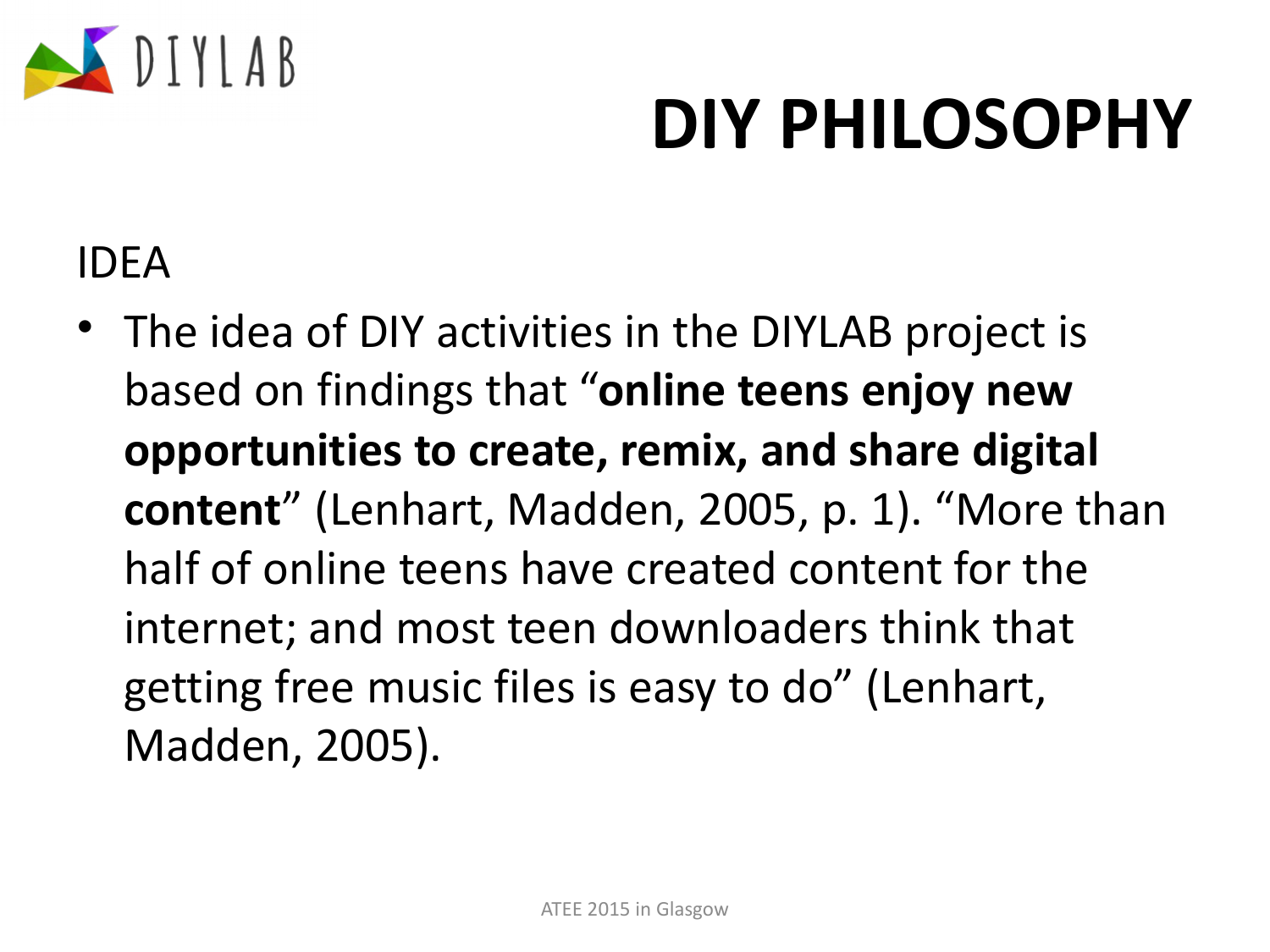# DIY PHILOSOPHY

IDEA

- The idea of DIY activities in the DIYLAB project is based on findings that "**online teens enjoy new opportunities to create, remix, and share digital content**" (Lenhart, Madden, 2005, p. 1). "More than half of online teens have created content for the internet; and most teen downloaders think that getting free music files is easy to do" (Lenhart, Madden, 2005).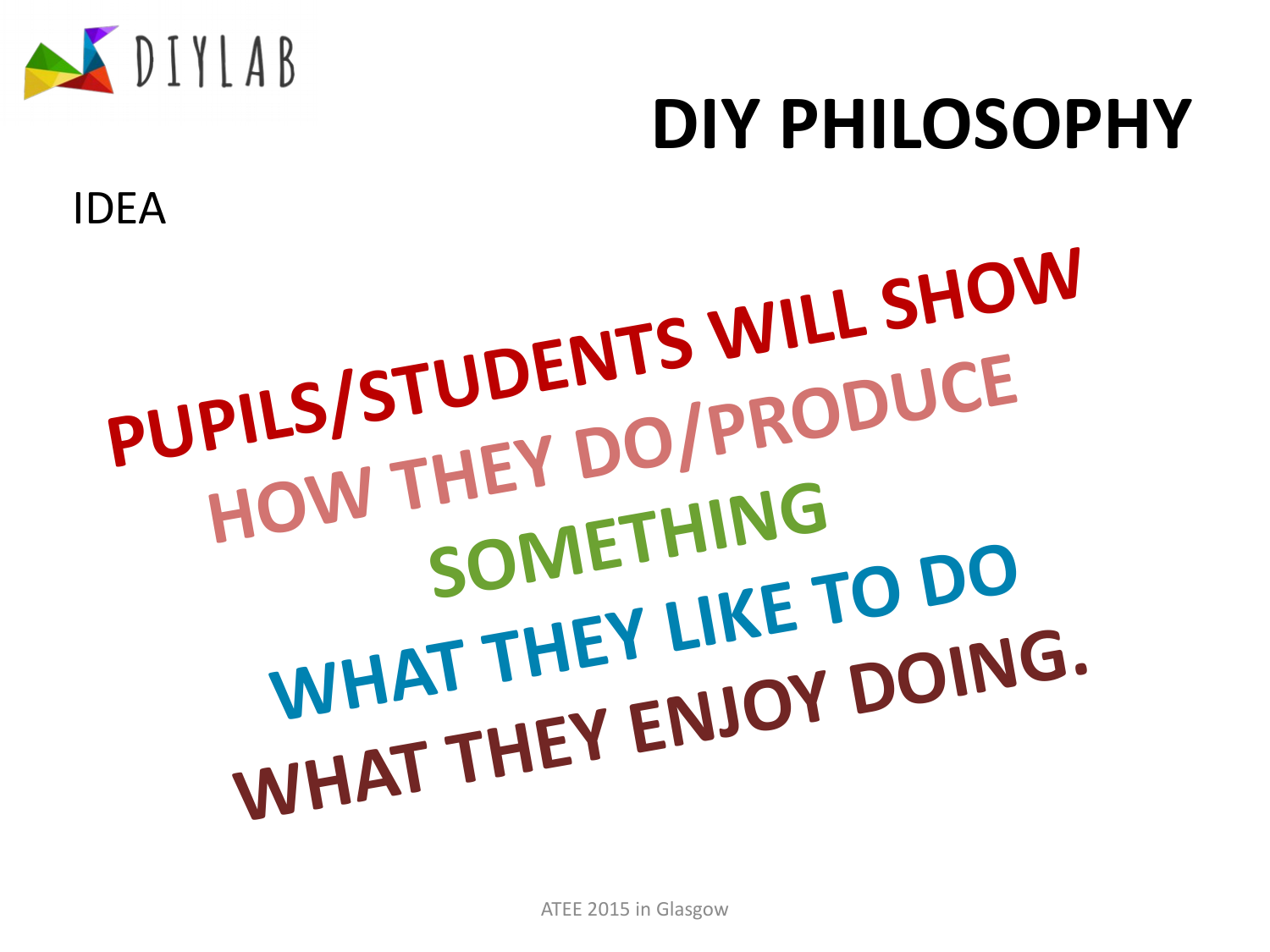DIYLAB

# DIY PHILOSOPHY

IDEA

**PUPILS/STUDENTS WILL SHOW**
**HOW THEY DO/PRODUCE**
**SOMETHING**
**WHAT THEY LIKE TO DO**
**WHAT THEY ENJOY DOING.**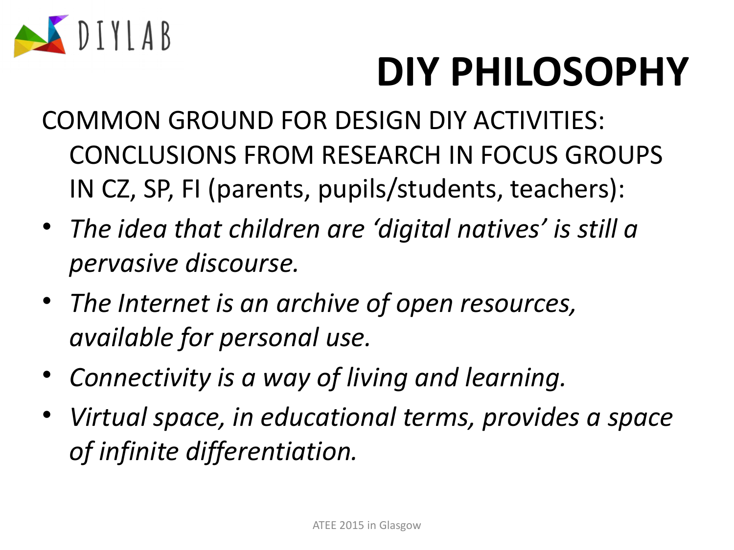# DIY PHILOSOPHY

COMMON GROUND FOR DESIGN DIY ACTIVITIES: CONCLUSIONS FROM RESEARCH IN FOCUS GROUPS IN CZ, SP, FI (parents, pupils/students, teachers):

- *The idea that children are 'digital natives' is still a pervasive discourse.*
- *The Internet is an archive of open resources, available for personal use.*
- *Connectivity is a way of living and learning.*
- *Virtual space, in educational terms, provides a space of infinite differentiation.*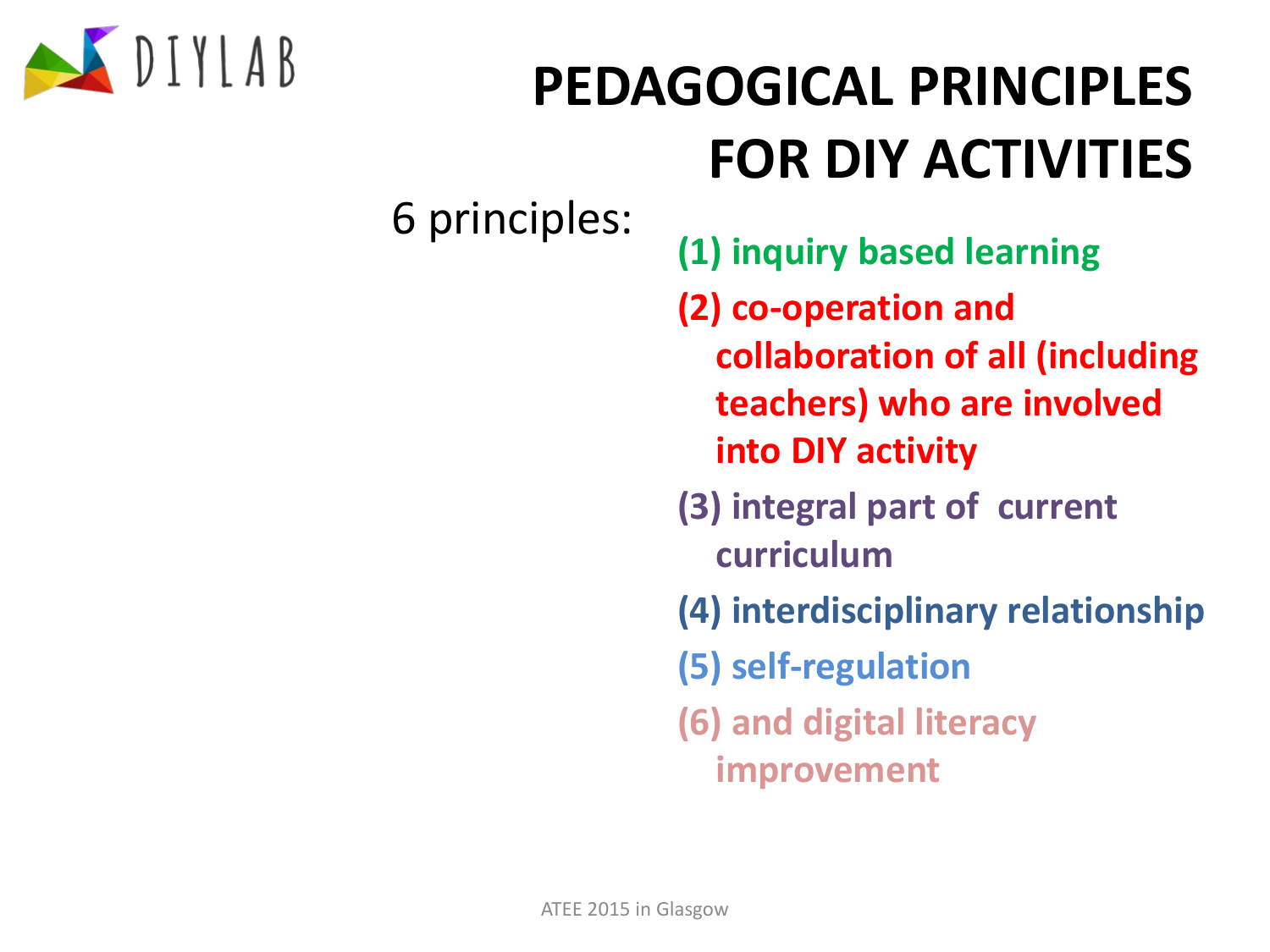# PEDAGOGICAL PRINCIPLES FOR DIY ACTIVITIES

6 principles:

**(1) inquiry based learning**

**(2) co-operation and collaboration of all (including teachers) who are involved into DIY activity**

**(3) integral part of current curriculum**

**(4) interdisciplinary relationship**

**(5) self-regulation**

**(6) and digital literacy improvement**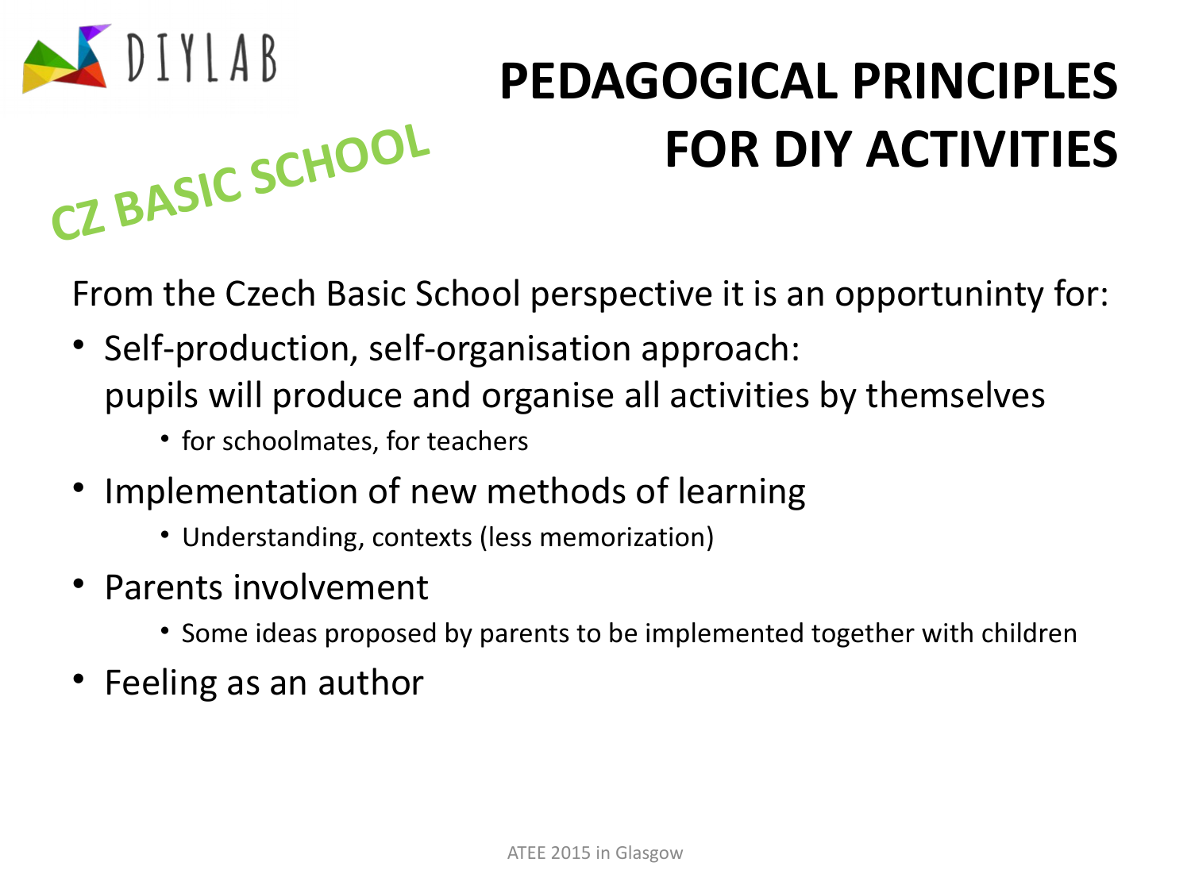DIYLAB

# PEDAGOGICAL PRINCIPLES FOR DIY ACTIVITIES

## CZ BASIC SCHOOL

From the Czech Basic School perspective it is an opportuninty for:

- Self-production, self-organisation approach:
  pupils will produce and organise all activities by themselves
  - for schoolmates, for teachers
- Implementation of new methods of learning
  - Understanding, contexts (less memorization)
- Parents involvement
  - Some ideas proposed by parents to be implemented together with children
- Feeling as an author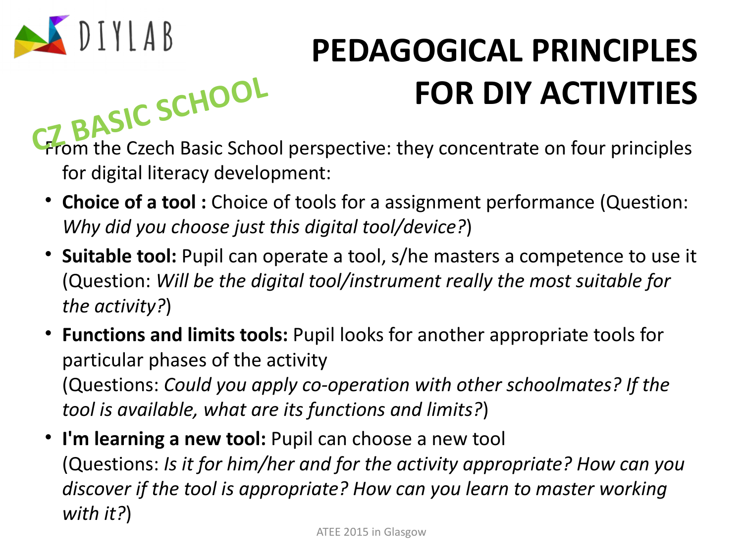DIYLAB

# PEDAGOGICAL PRINCIPLES FOR DIY ACTIVITIES

CZ BASIC SCHOOL

From the Czech Basic School perspective: they concentrate on four principles for digital literacy development:

- **Choice of a tool :** Choice of tools for a assignment performance (Question: *Why did you choose just this digital tool/device?*)
- **Suitable tool:** Pupil can operate a tool, s/he masters a competence to use it (Question: *Will be the digital tool/instrument really the most suitable for the activity?*)
- **Functions and limits tools:** Pupil looks for another appropriate tools for particular phases of the activity (Questions: *Could you apply co-operation with other schoolmates? If the tool is available, what are its functions and limits?*)
- **I'm learning a new tool:** Pupil can choose a new tool (Questions: *Is it for him/her and for the activity appropriate? How can you discover if the tool is appropriate? How can you learn to master working with it?*)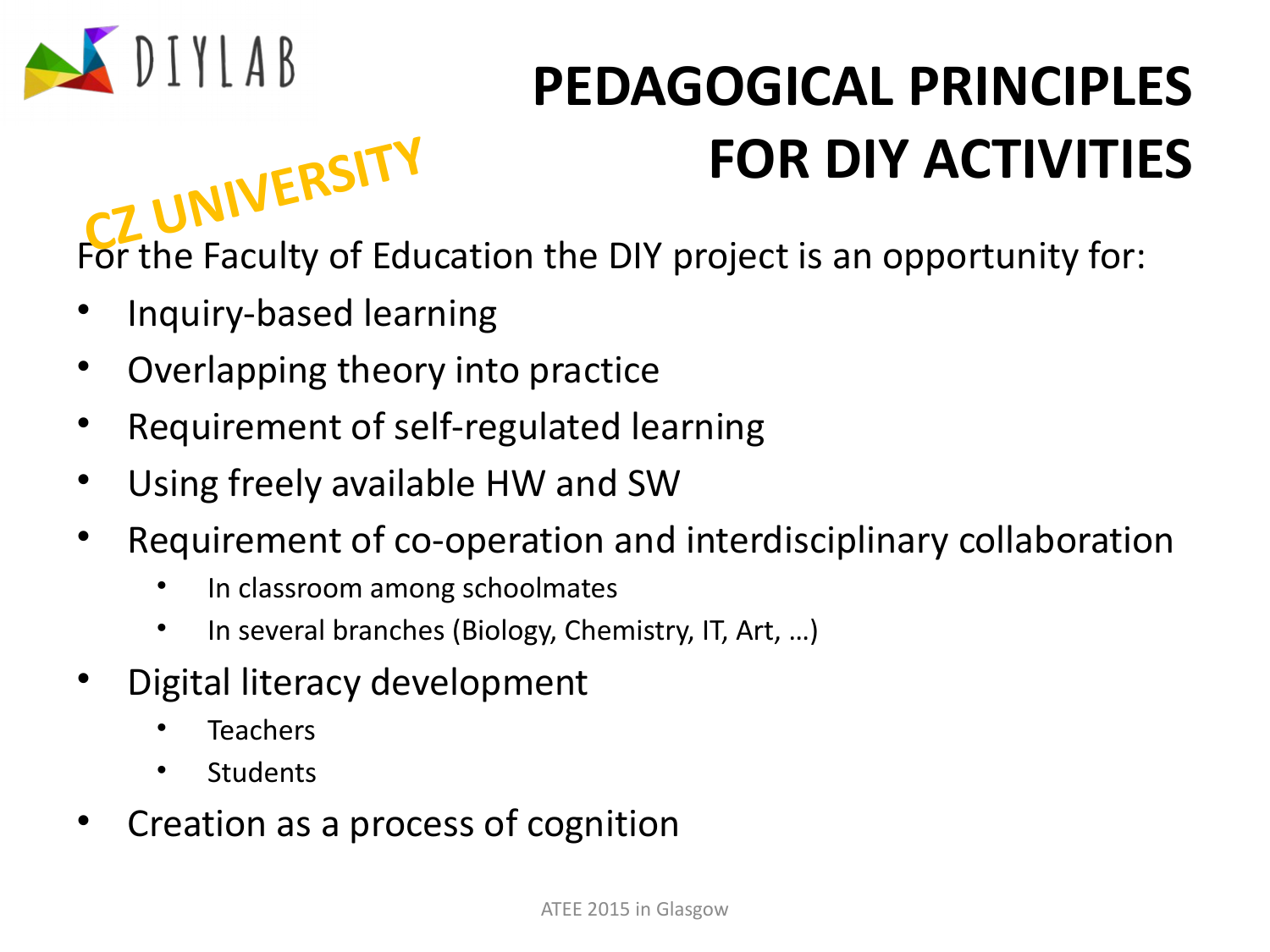# PEDAGOGICAL PRINCIPLES FOR DIY ACTIVITIES

CZ UNIVERSITY

For the Faculty of Education the DIY project is an opportunity for:

- Inquiry-based learning
- Overlapping theory into practice
- Requirement of self-regulated learning
- Using freely available HW and SW
- Requirement of co-operation and interdisciplinary collaboration
  - In classroom among schoolmates
  - In several branches (Biology, Chemistry, IT, Art, …)
- Digital literacy development
  - Teachers
  - Students
- Creation as a process of cognition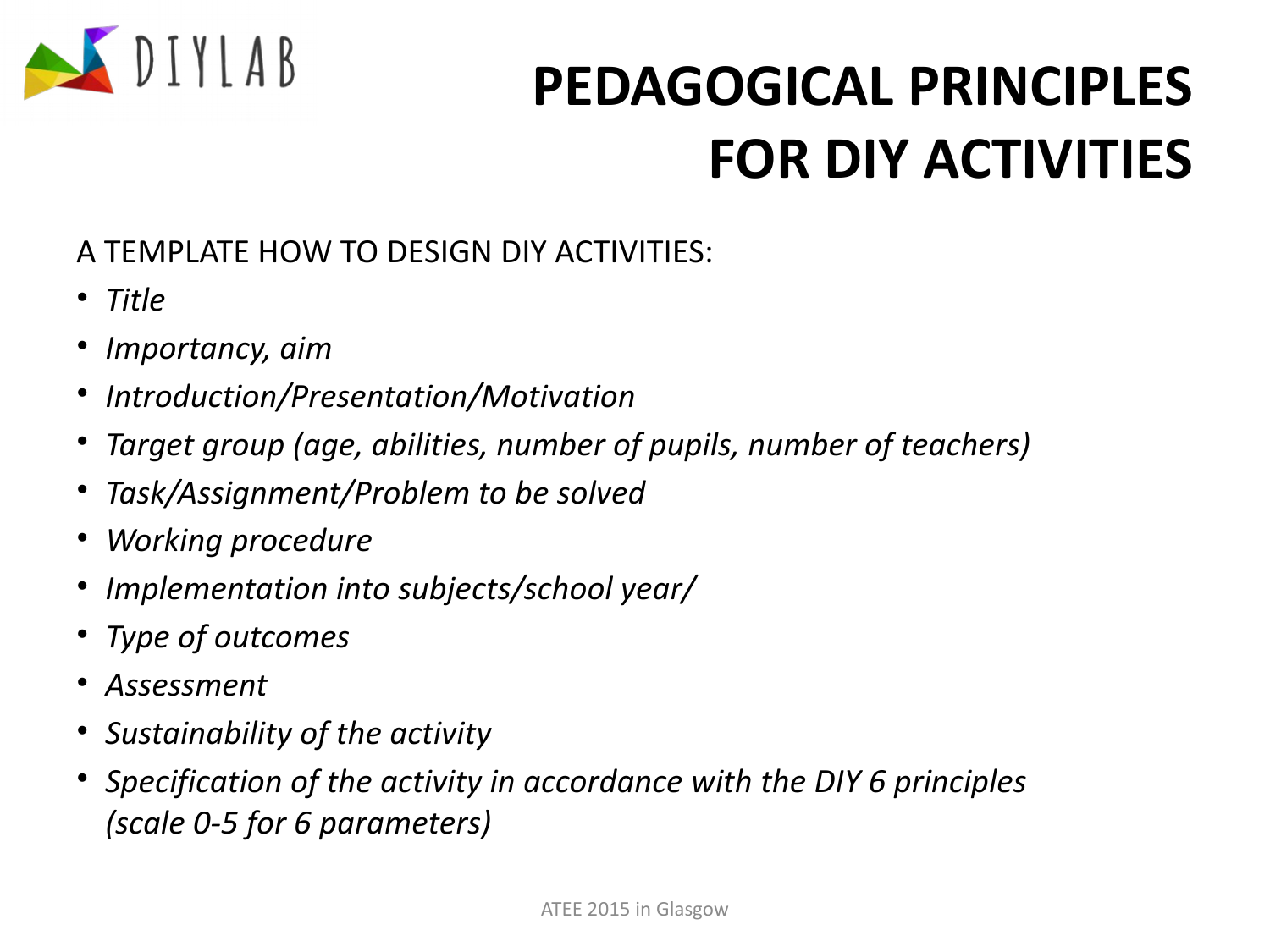# PEDAGOGICAL PRINCIPLES FOR DIY ACTIVITIES

A TEMPLATE HOW TO DESIGN DIY ACTIVITIES:

- *Title*
- *Importancy, aim*
- *Introduction/Presentation/Motivation*
- *Target group (age, abilities, number of pupils, number of teachers)*
- *Task/Assignment/Problem to be solved*
- *Working procedure*
- *Implementation into subjects/school year/*
- *Type of outcomes*
- *Assessment*
- *Sustainability of the activity*
- *Specification of the activity in accordance with the DIY 6 principles (scale 0-5 for 6 parameters)*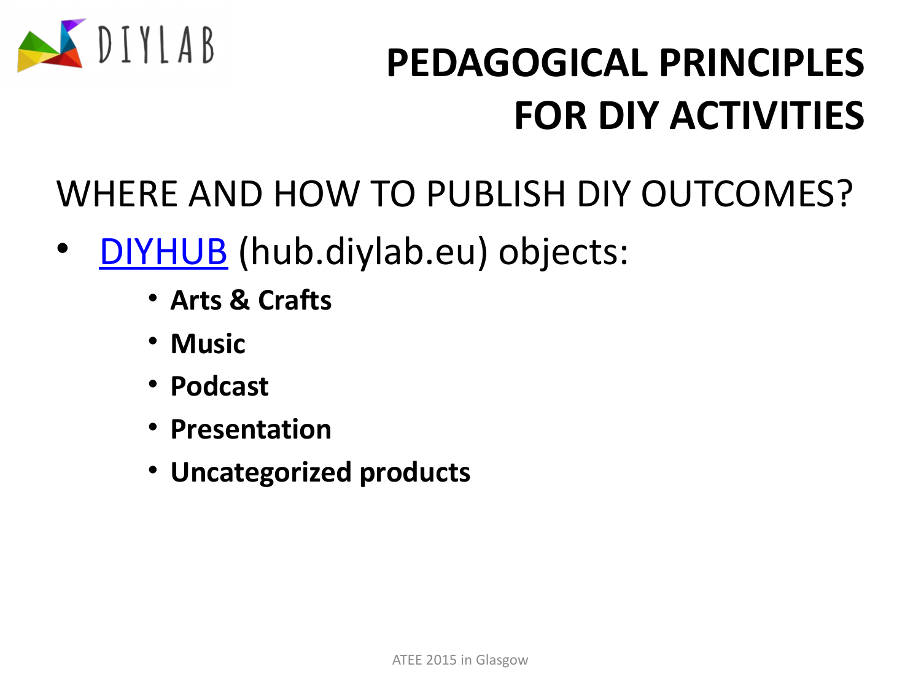# PEDAGOGICAL PRINCIPLES FOR DIY ACTIVITIES

## WHERE AND HOW TO PUBLISH DIY OUTCOMES?

- DIYHUB (hub.diylab.eu) objects:
  - **Arts & Crafts**
  - **Music**
  - **Podcast**
  - **Presentation**
  - **Uncategorized products**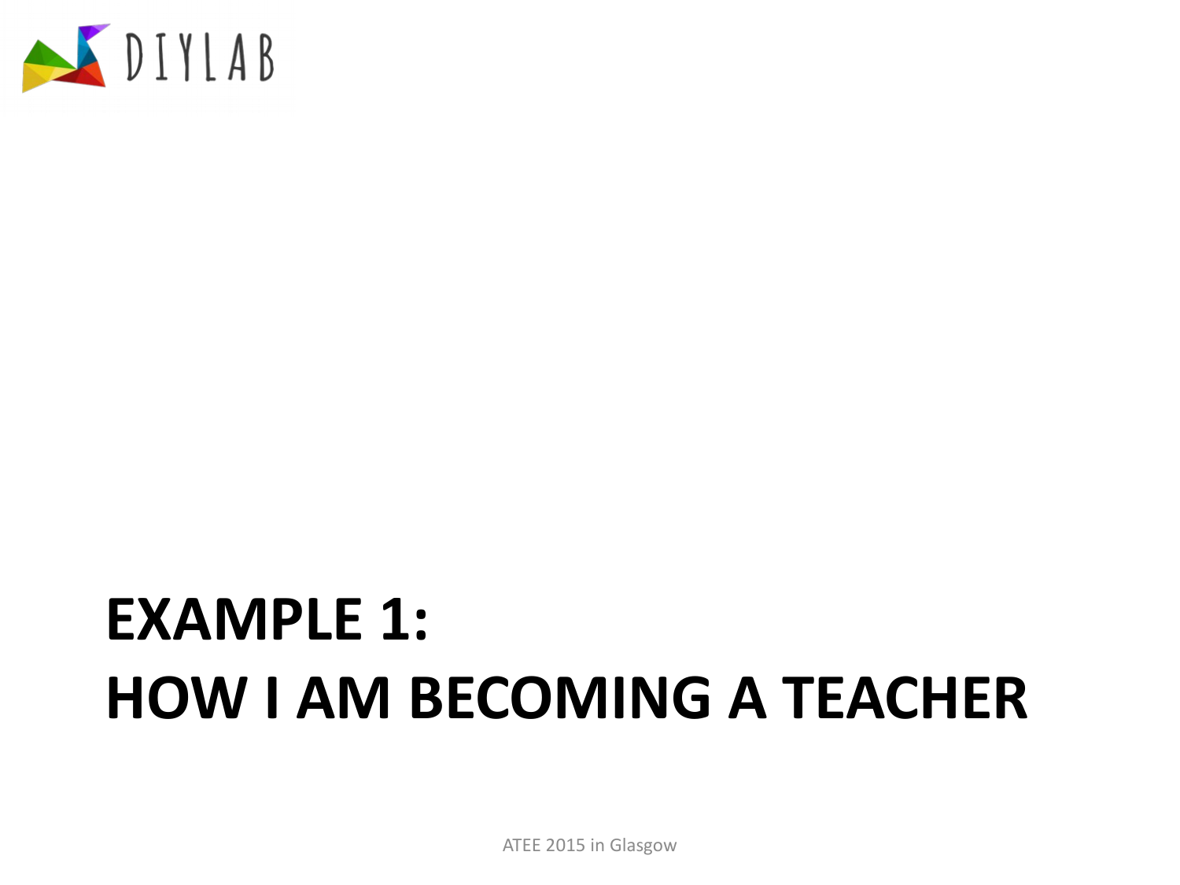# EXAMPLE 1:
# HOW I AM BECOMING A TEACHER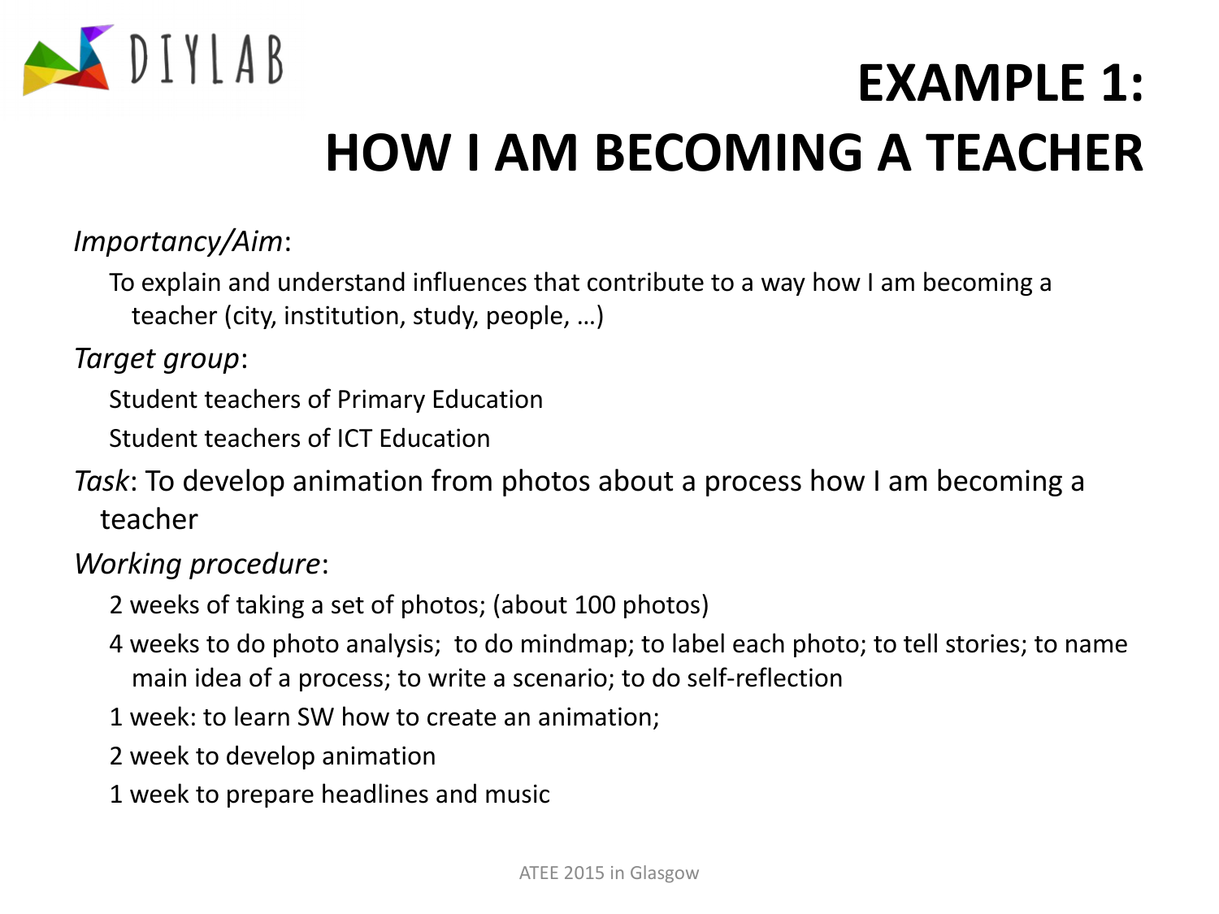# EXAMPLE 1: HOW I AM BECOMING A TEACHER

*Importancy/Aim*:

To explain and understand influences that contribute to a way how I am becoming a teacher (city, institution, study, people, …)

*Target group*:

Student teachers of Primary Education

Student teachers of ICT Education

*Task*: To develop animation from photos about a process how I am becoming a teacher

*Working procedure*:

2 weeks of taking a set of photos; (about 100 photos)

4 weeks to do photo analysis; to do mindmap; to label each photo; to tell stories; to name main idea of a process; to write a scenario; to do self-reflection

1 week: to learn SW how to create an animation;

2 week to develop animation

1 week to prepare headlines and music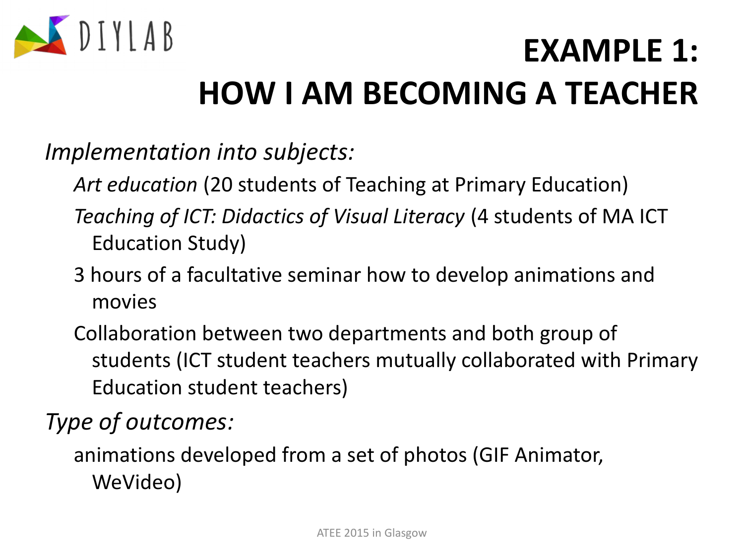# EXAMPLE 1: HOW I AM BECOMING A TEACHER

*Implementation into subjects:*

- *Art education* (20 students of Teaching at Primary Education)
- *Teaching of ICT: Didactics of Visual Literacy* (4 students of MA ICT Education Study)
- 3 hours of a facultative seminar how to develop animations and movies
- Collaboration between two departments and both group of students (ICT student teachers mutually collaborated with Primary Education student teachers)

*Type of outcomes:*

- animations developed from a set of photos (GIF Animator, WeVideo)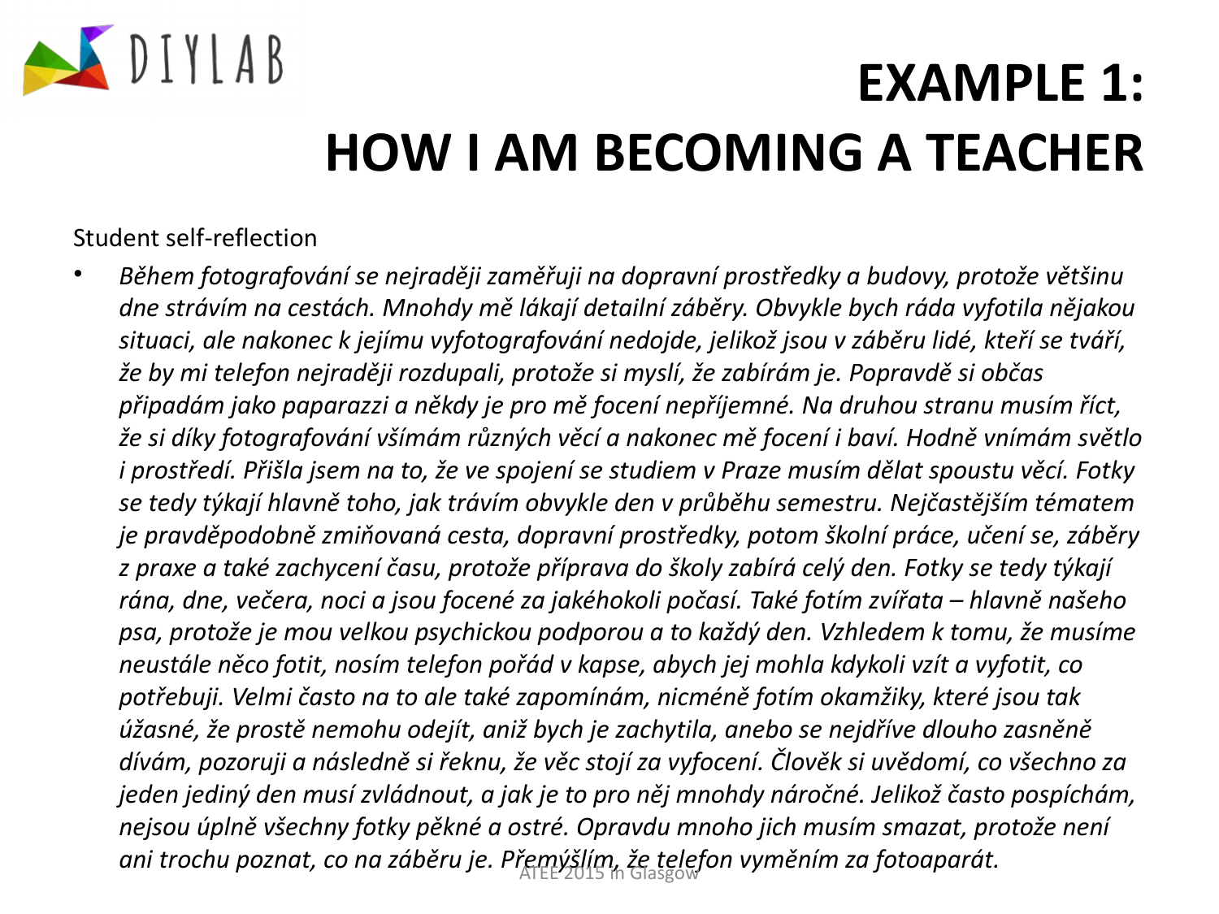# EXAMPLE 1: HOW I AM BECOMING A TEACHER

Student self-reflection

- *Během fotografování se nejraději zaměřuji na dopravní prostředky a budovy, protože většinu dne strávím na cestách. Mnohdy mě lákají detailní záběry. Obvykle bych ráda vyfotila nějakou situaci, ale nakonec k jejímu vyfotografování nedojde, jelikož jsou v záběru lidé, kteří se tváří, že by mi telefon nejraději rozdupali, protože si myslí, že zabírám je. Popravdě si občas připadám jako paparazzi a někdy je pro mě focení nepříjemné. Na druhou stranu musím říct, že si díky fotografování všímám různých věcí a nakonec mě focení i baví. Hodně vnímám světlo i prostředí. Přišla jsem na to, že ve spojení se studiem v Praze musím dělat spoustu věcí. Fotky se tedy týkají hlavně toho, jak trávím obvykle den v průběhu semestru. Nejčastějším tématem je pravděpodobně zmiňovaná cesta, dopravní prostředky, potom školní práce, učení se, záběry z praxe a také zachycení času, protože příprava do školy zabírá celý den. Fotky se tedy týkají rána, dne, večera, noci a jsou focené za jakéhokoli počasí. Také fotím zvířata – hlavně našeho psa, protože je mou velkou psychickou podporou a to každý den. Vzhledem k tomu, že musíme neustále něco fotit, nosím telefon pořád v kapse, abych jej mohla kdykoli vzít a vyfotit, co potřebuji. Velmi často na to ale také zapomínám, nicméně fotím okamžiky, které jsou tak úžasné, že prostě nemohu odejít, aniž bych je zachytila, anebo se nejdříve dlouho zasněně dívám, pozoruji a následně si řeknu, že věc stojí za vyfocení. Člověk si uvědomí, co všechno za jeden jediný den musí zvládnout, a jak je to pro něj mnohdy náročné. Jelikož často pospíchám, nejsou úplně všechny fotky pěkné a ostré. Opravdu mnoho jich musím smazat, protože není ani trochu poznat, co na záběru je. Přemýšlím, že telefon vyměním za fotoaparát.*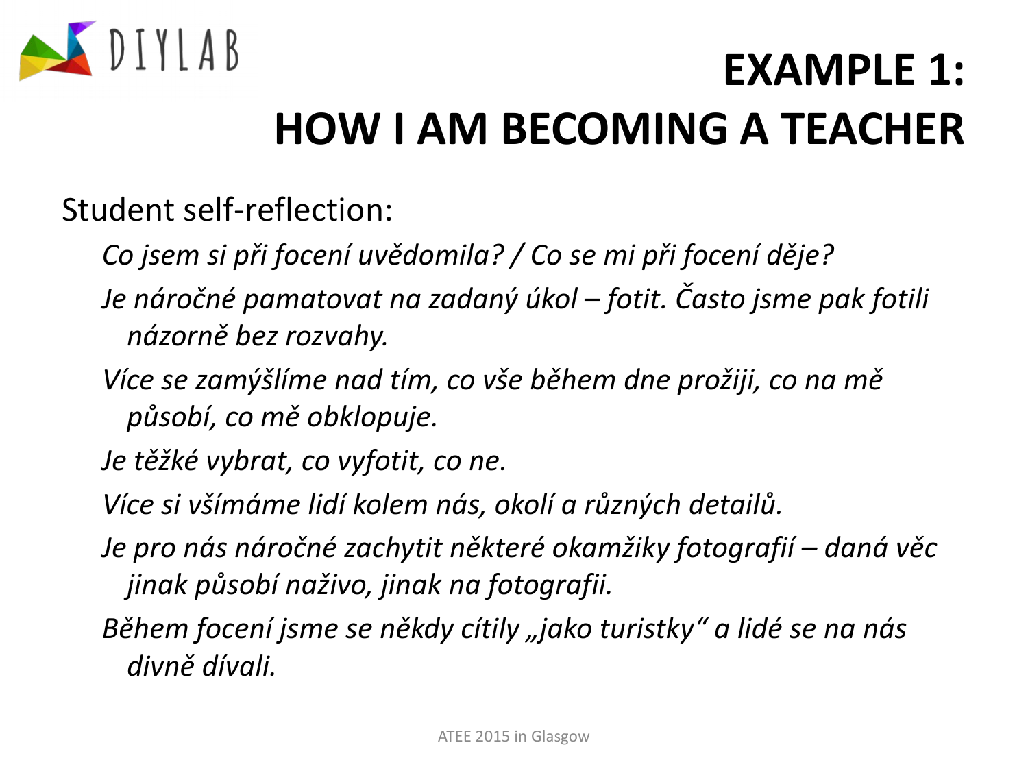# EXAMPLE 1: HOW I AM BECOMING A TEACHER

Student self-reflection:

*Co jsem si při focení uvědomila? / Co se mi při focení děje?*

*Je náročné pamatovat na zadaný úkol – fotit. Často jsme pak fotili názorně bez rozvahy.*

*Více se zamýšlíme nad tím, co vše během dne prožiji, co na mě působí, co mě obklopuje.*

*Je těžké vybrat, co vyfotit, co ne.*

*Více si všímáme lidí kolem nás, okolí a různých detailů.*

*Je pro nás náročné zachytit některé okamžiky fotografií – daná věc jinak působí naživo, jinak na fotografii.*

*Během focení jsme se někdy cítily „jako turistky" a lidé se na nás divně dívali.*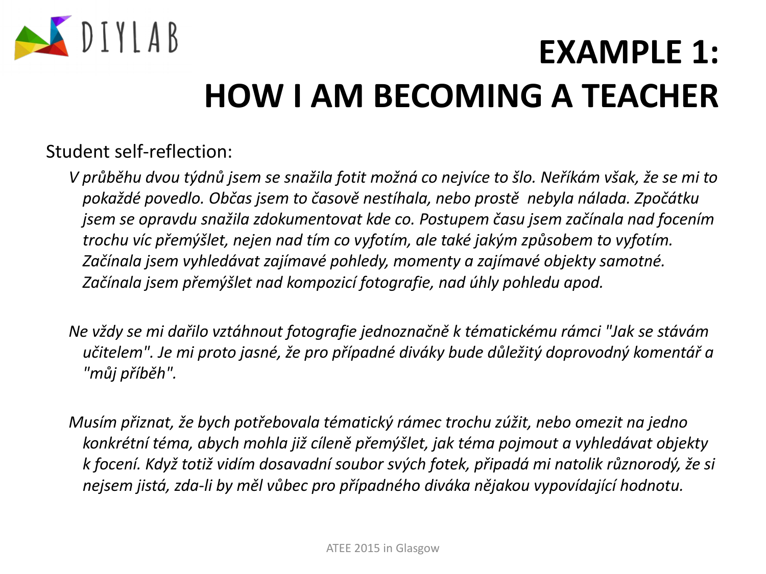# EXAMPLE 1: HOW I AM BECOMING A TEACHER

Student self-reflection:

*V průběhu dvou týdnů jsem se snažila fotit možná co nejvíce to šlo. Neříkám však, že se mi to pokaždé povedlo. Občas jsem to časově nestíhala, nebo prostě nebyla nálada. Zpočátku jsem se opravdu snažila zdokumentovat kde co. Postupem času jsem začínala nad focením trochu víc přemýšlet, nejen nad tím co vyfotím, ale také jakým způsobem to vyfotím. Začínala jsem vyhledávat zajímavé pohledy, momenty a zajímavé objekty samotné. Začínala jsem přemýšlet nad kompozicí fotografie, nad úhly pohledu apod.*

*Ne vždy se mi dařilo vztáhnout fotografie jednoznačně k tématickému rámci "Jak se stávám učitelem". Je mi proto jasné, že pro případné diváky bude důležitý doprovodný komentář a "můj příběh".*

*Musím přiznat, že bych potřebovala tématický rámec trochu zúžit, nebo omezit na jedno konkrétní téma, abych mohla již cíleně přemýšlet, jak téma pojmout a vyhledávat objekty k focení. Když totiž vidím dosavadní soubor svých fotek, připadá mi natolik různorodý, že si nejsem jistá, zda-li by měl vůbec pro případného diváka nějakou vypovídající hodnotu.*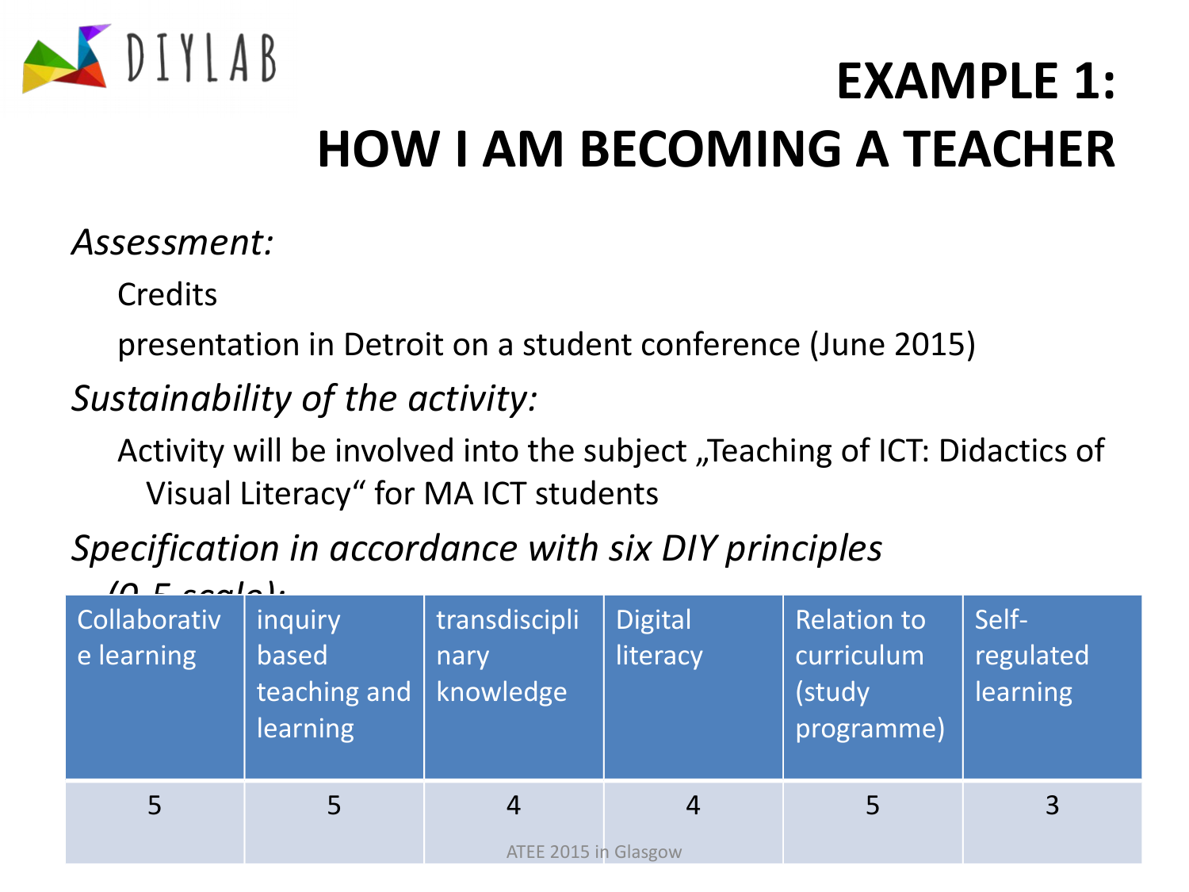# EXAMPLE 1: HOW I AM BECOMING A TEACHER

*Assessment:*

Credits

presentation in Detroit on a student conference (June 2015)

*Sustainability of the activity:*

Activity will be involved into the subject „Teaching of ICT: Didactics of Visual Literacy" for MA ICT students

*Specification in accordance with six DIY principles (0-5 scale):*

| Collaborative learning | inquiry based teaching and learning | transdisciplinary knowledge | Digital literacy | Relation to curriculum (study programme) | Self-regulated learning |
|---|---|---|---|---|---|
| 5 | 5 | 4 | 4 | 5 | 3 |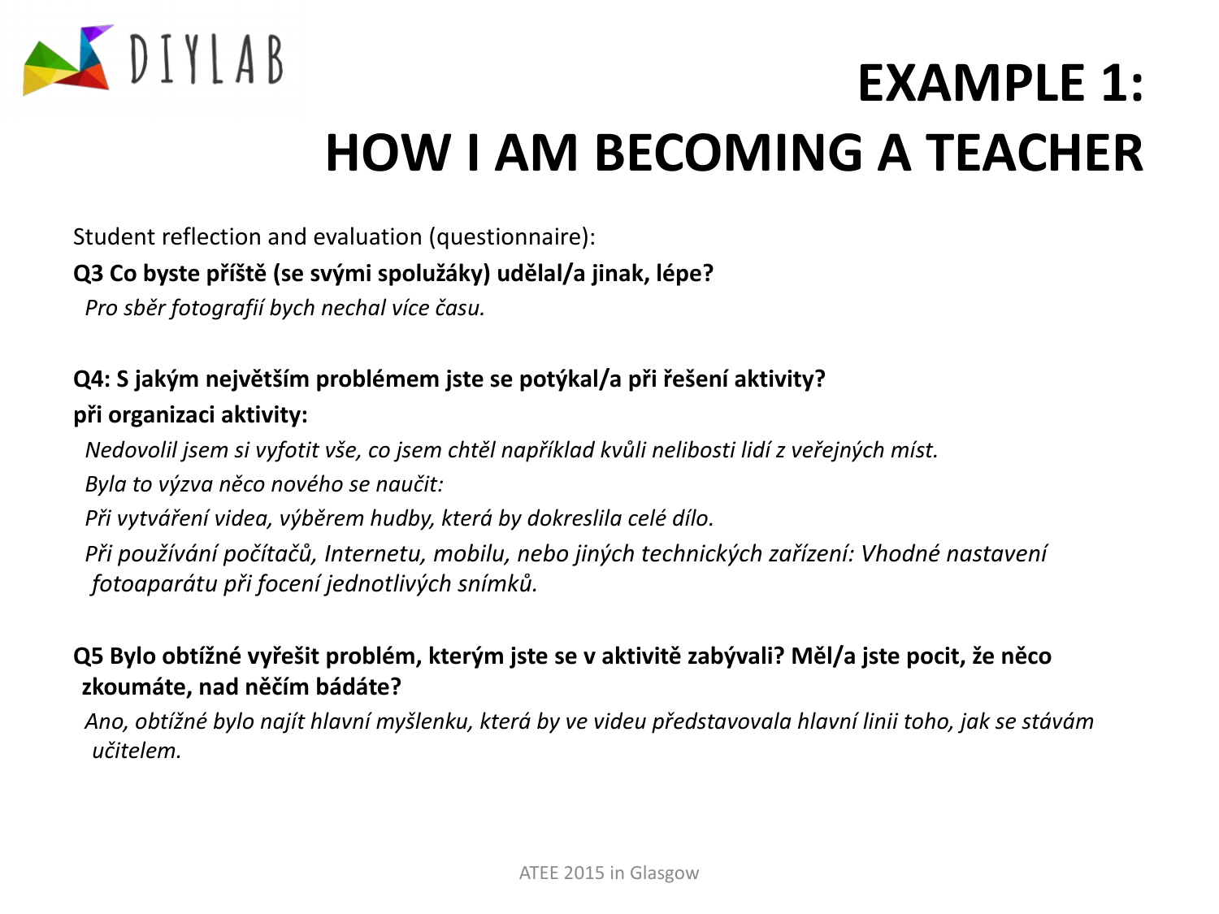# EXAMPLE 1: HOW I AM BECOMING A TEACHER

Student reflection and evaluation (questionnaire):

**Q3 Co byste příště (se svými spolužáky) udělal/a jinak, lépe?**

*Pro sběr fotografií bych nechal více času.*

**Q4: S jakým největším problémem jste se potýkal/a při řešení aktivity?**

**při organizaci aktivity:**

*Nedovolil jsem si vyfotit vše, co jsem chtěl například kvůli nelibosti lidí z veřejných míst.*

*Byla to výzva něco nového se naučit:*

*Při vytváření videa, výběrem hudby, která by dokreslila celé dílo.*

*Při používání počítačů, Internetu, mobilu, nebo jiných technických zařízení: Vhodné nastavení fotoaparátu při focení jednotlivých snímků.*

**Q5 Bylo obtížné vyřešit problém, kterým jste se v aktivitě zabývali? Měl/a jste pocit, že něco zkoumáte, nad něčím bádáte?**

*Ano, obtížné bylo najít hlavní myšlenku, která by ve videu představovala hlavní linii toho, jak se stávám učitelem.*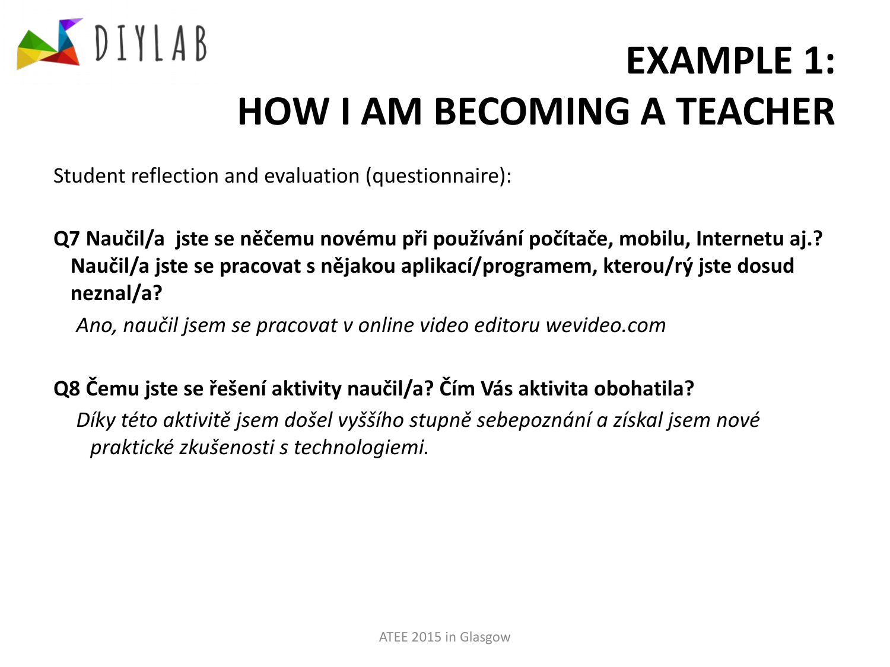# EXAMPLE 1: HOW I AM BECOMING A TEACHER

Student reflection and evaluation (questionnaire):

**Q7 Naučil/a jste se něčemu novému při používání počítače, mobilu, Internetu aj.? Naučil/a jste se pracovat s nějakou aplikací/programem, kterou/rý jste dosud neznal/a?**

*Ano, naučil jsem se pracovat v online video editoru wevideo.com*

**Q8 Čemu jste se řešení aktivity naučil/a? Čím Vás aktivita obohatila?**

*Díky této aktivitě jsem došel vyššího stupně sebepoznání a získal jsem nové praktické zkušenosti s technologiemi.*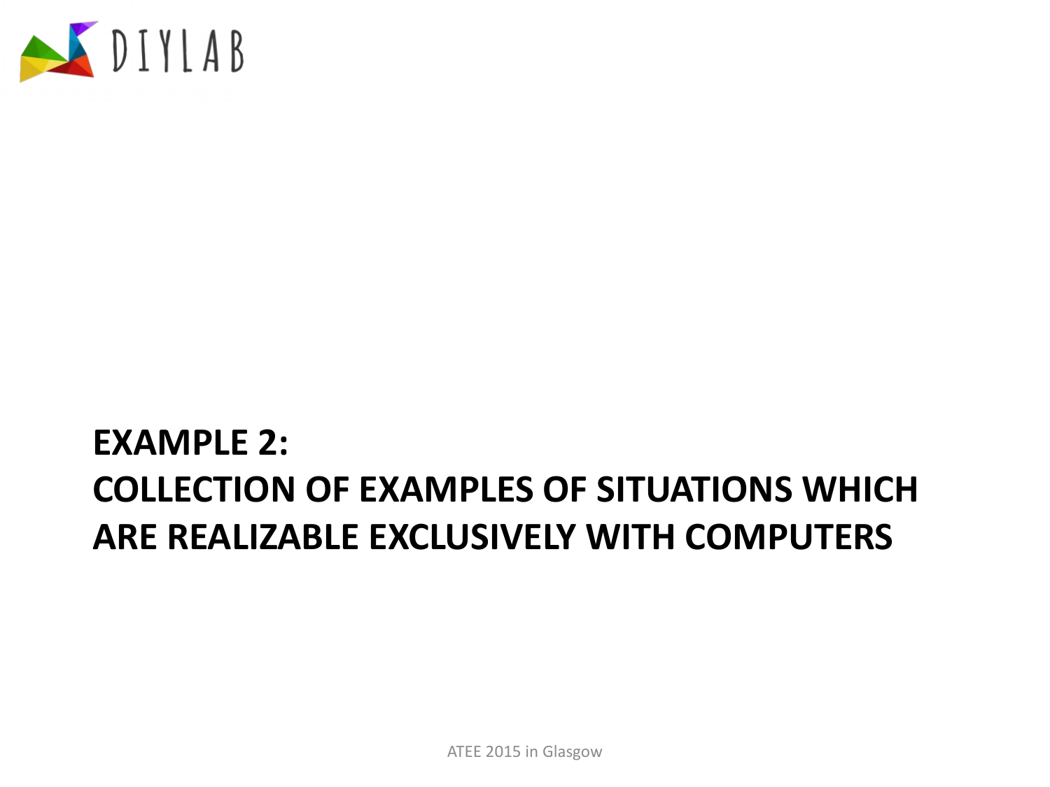## EXAMPLE 2:
## COLLECTION OF EXAMPLES OF SITUATIONS WHICH ARE REALIZABLE EXCLUSIVELY WITH COMPUTERS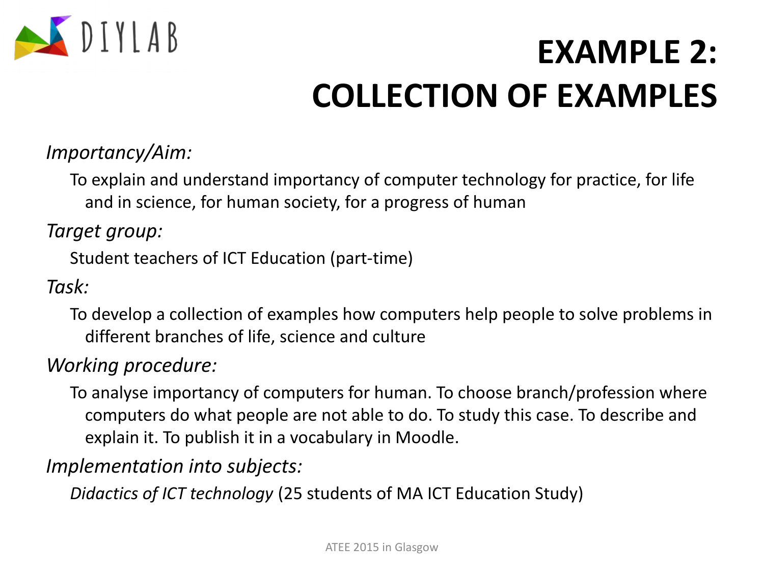# EXAMPLE 2: COLLECTION OF EXAMPLES

*Importancy/Aim:*

To explain and understand importancy of computer technology for practice, for life and in science, for human society, for a progress of human

*Target group:*

Student teachers of ICT Education (part-time)

*Task:*

To develop a collection of examples how computers help people to solve problems in different branches of life, science and culture

*Working procedure:*

To analyse importancy of computers for human. To choose branch/profession where computers do what people are not able to do. To study this case. To describe and explain it. To publish it in a vocabulary in Moodle.

*Implementation into subjects:*

*Didactics of ICT technology* (25 students of MA ICT Education Study)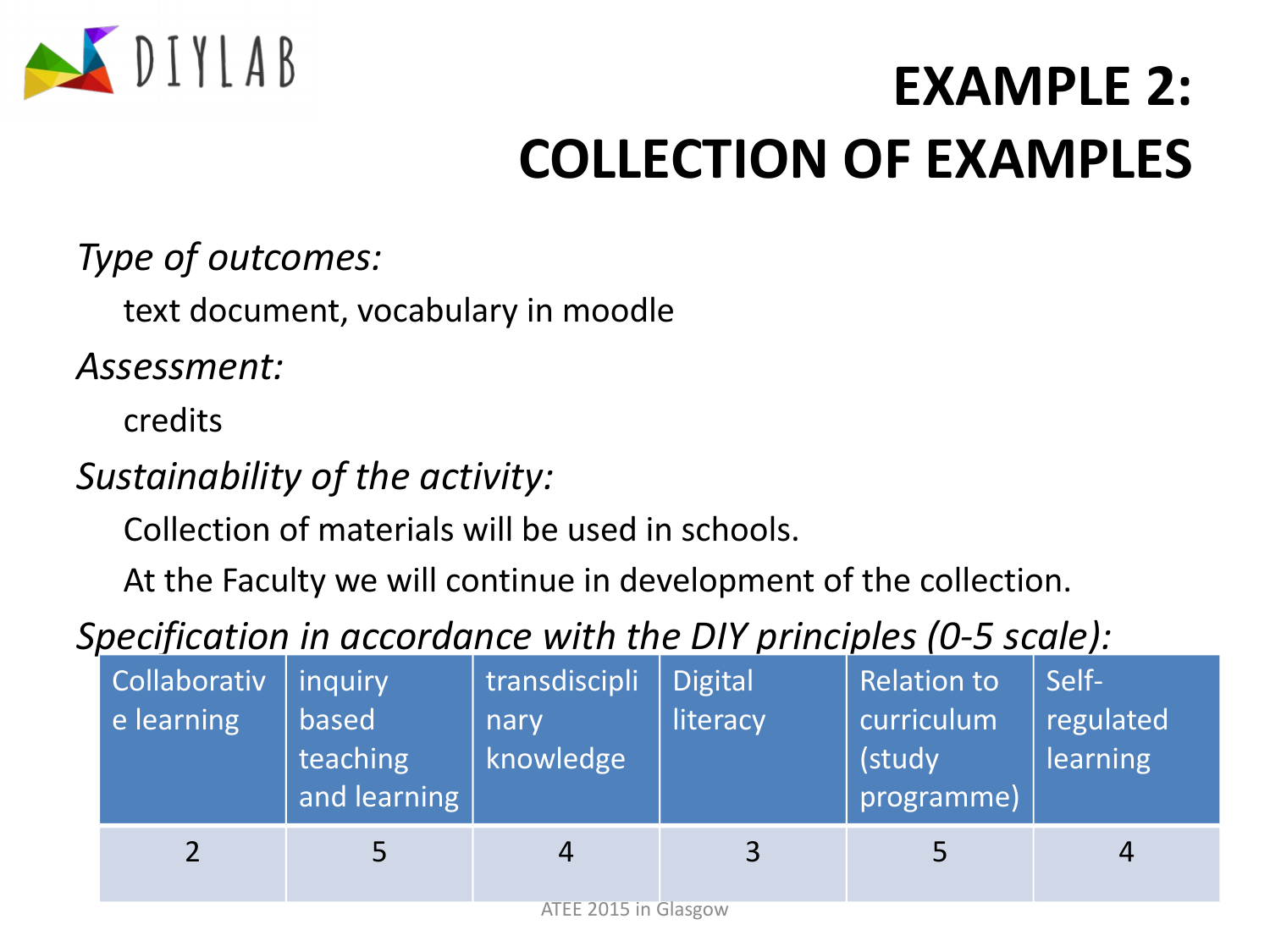# EXAMPLE 2: COLLECTION OF EXAMPLES

*Type of outcomes:*

text document, vocabulary in moodle

*Assessment:*

credits

*Sustainability of the activity:*

Collection of materials will be used in schools.

At the Faculty we will continue in development of the collection.

*Specification in accordance with the DIY principles (0-5 scale):*

| Collaborative learning | inquiry based teaching and learning | transdisciplinary knowledge | Digital literacy | Relation to curriculum (study programme) | Self-regulated learning |
|---|---|---|---|---|---|
| 2 | 5 | 4 | 3 | 5 | 4 |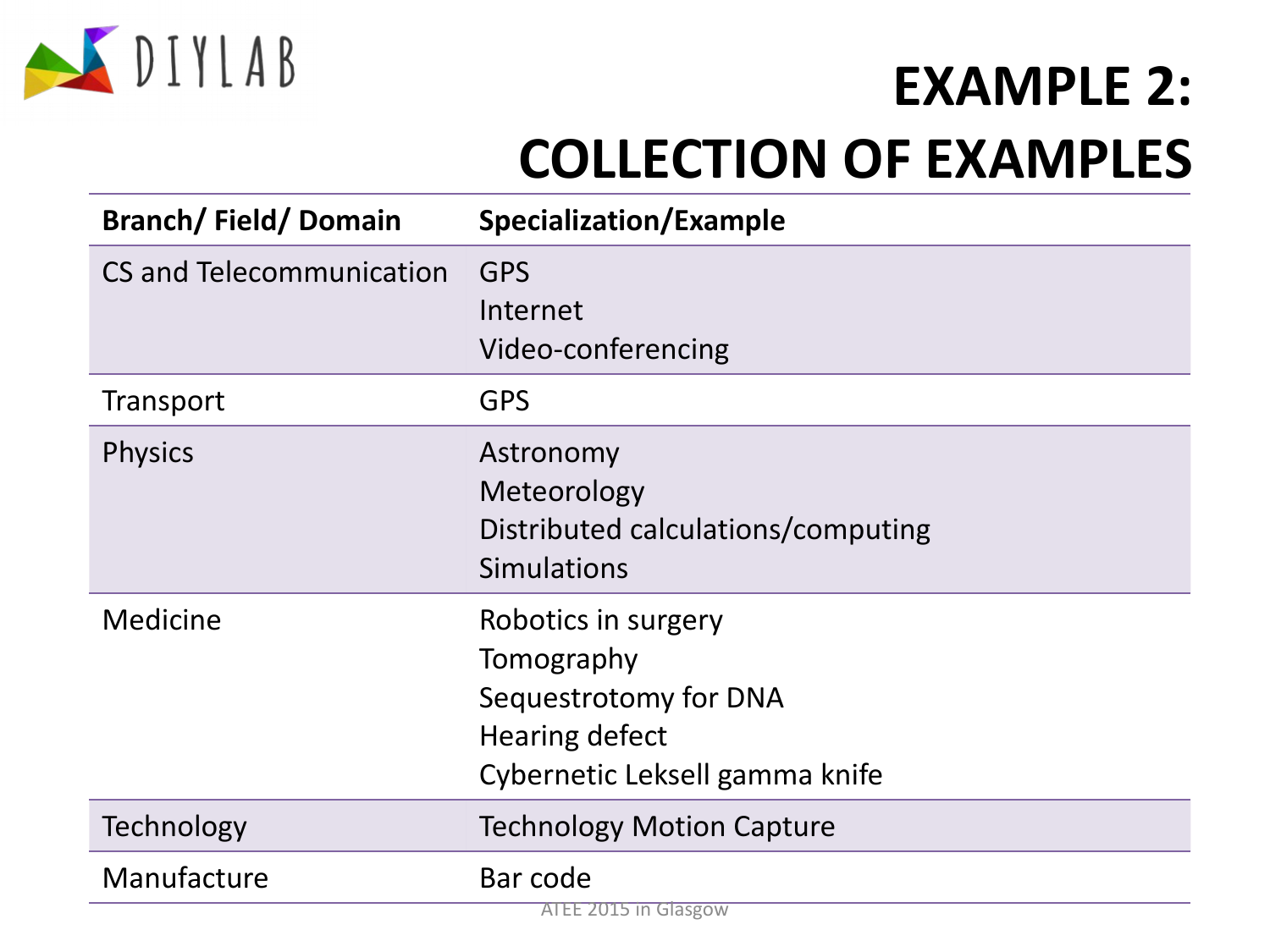# EXAMPLE 2: COLLECTION OF EXAMPLES

| Branch/ Field/ Domain | Specialization/Example |
|---|---|
| CS and Telecommunication | GPS<br>Internet<br>Video-conferencing |
| Transport | GPS |
| Physics | Astronomy<br>Meteorology<br>Distributed calculations/computing<br>Simulations |
| Medicine | Robotics in surgery<br>Tomography<br>Sequestrotomy for DNA<br>Hearing defect<br>Cybernetic Leksell gamma knife |
| Technology | Technology Motion Capture |
| Manufacture | Bar code |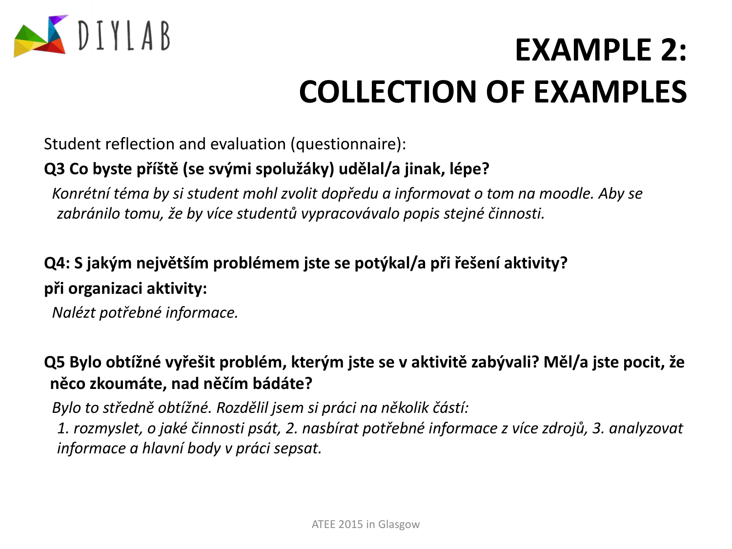# EXAMPLE 2: COLLECTION OF EXAMPLES

Student reflection and evaluation (questionnaire):

**Q3 Co byste příště (se svými spolužáky) udělal/a jinak, lépe?**

*Konrétní téma by si student mohl zvolit dopředu a informovat o tom na moodle. Aby se zabránilo tomu, že by více studentů vypracovávalo popis stejné činnosti.*

**Q4: S jakým největším problémem jste se potýkal/a při řešení aktivity?**

**při organizaci aktivity:**

*Nalézt potřebné informace.*

**Q5 Bylo obtížné vyřešit problém, kterým jste se v aktivitě zabývali? Měl/a jste pocit, že něco zkoumáte, nad něčím bádáte?**

*Bylo to středně obtížné. Rozdělil jsem si práci na několik částí:*
*1. rozmyslet, o jaké činnosti psát, 2. nasbírat potřebné informace z více zdrojů, 3. analyzovat informace a hlavní body v práci sepsat.*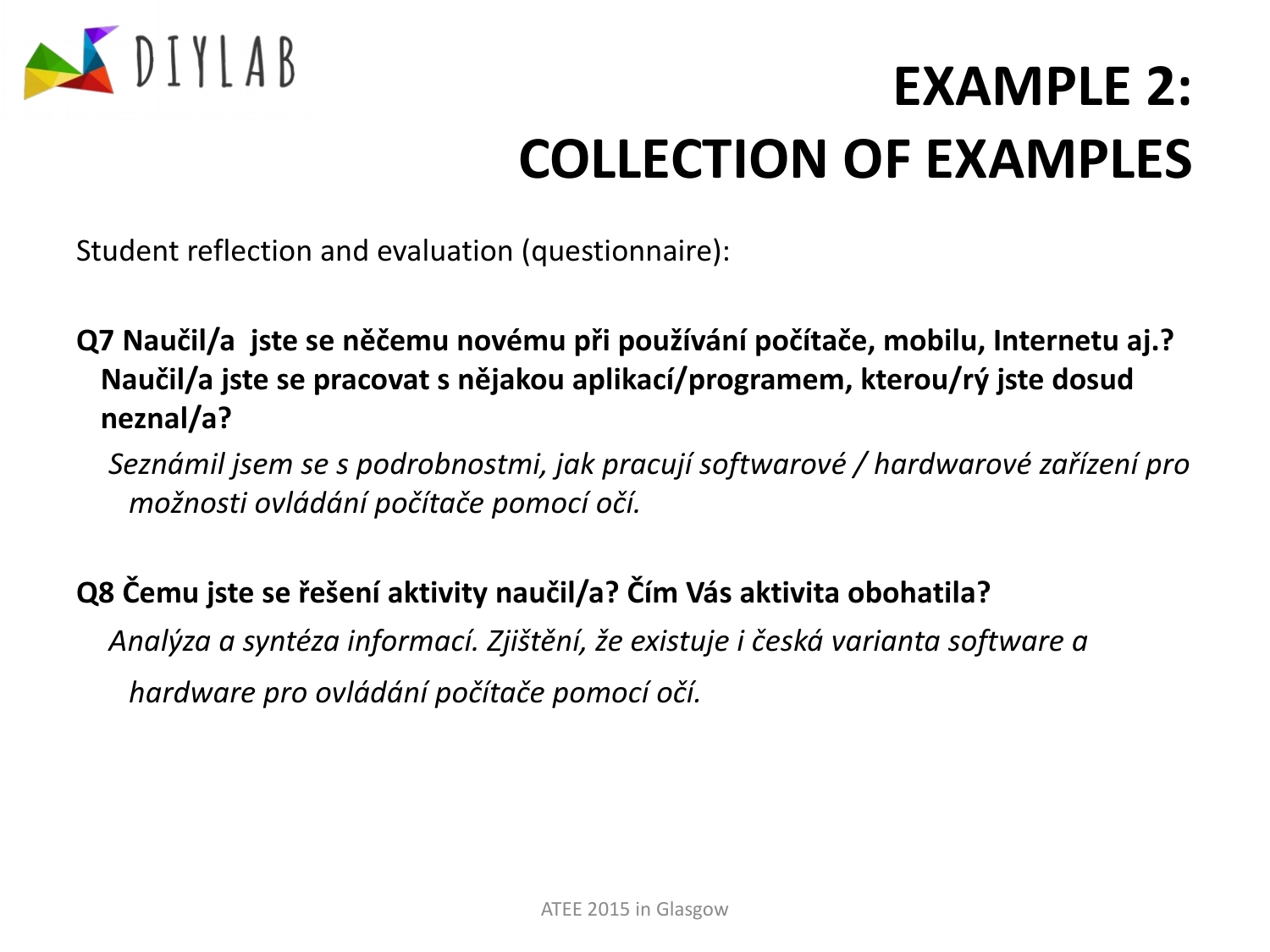# EXAMPLE 2: COLLECTION OF EXAMPLES

Student reflection and evaluation (questionnaire):

**Q7 Naučil/a jste se něčemu novému při používání počítače, mobilu, Internetu aj.? Naučil/a jste se pracovat s nějakou aplikací/programem, kterou/rý jste dosud neznal/a?**

*Seznámil jsem se s podrobnostmi, jak pracují softwarové / hardwarové zařízení pro možnosti ovládání počítače pomocí očí.*

**Q8 Čemu jste se řešení aktivity naučil/a? Čím Vás aktivita obohatila?**

*Analýza a syntéza informací. Zjištění, že existuje i česká varianta software a hardware pro ovládání počítače pomocí očí.*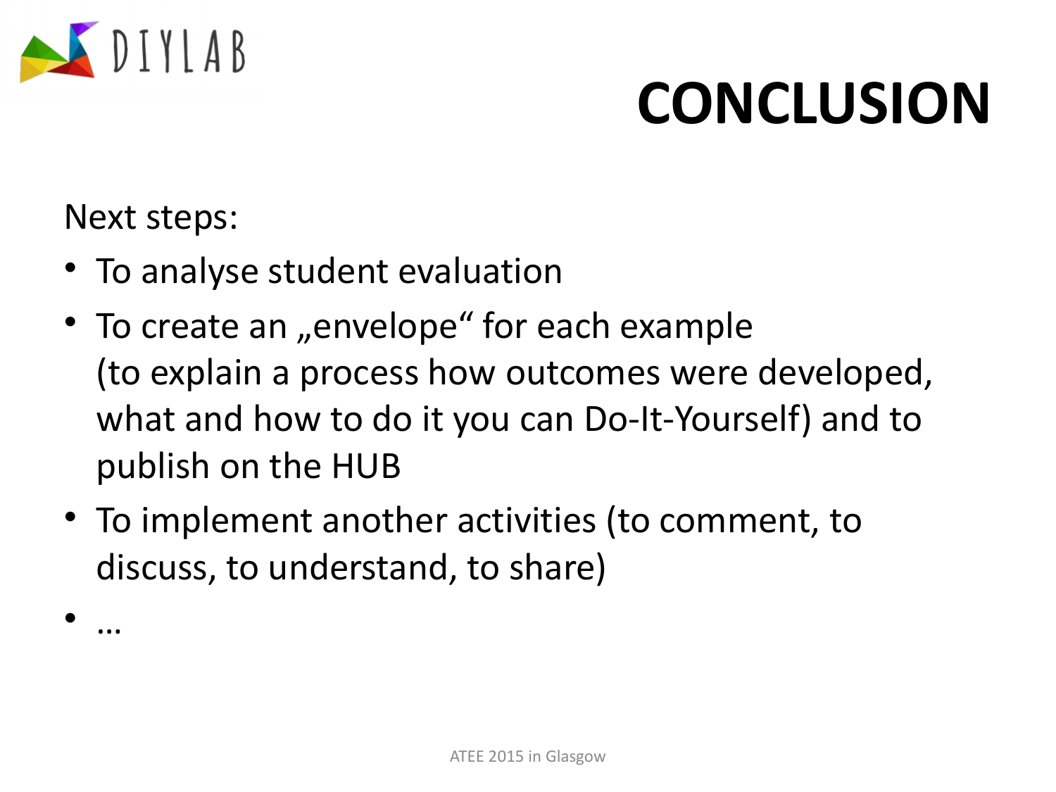# CONCLUSION

Next steps:

- To analyse student evaluation
- To create an „envelope“ for each example (to explain a process how outcomes were developed, what and how to do it you can Do-It-Yourself) and to publish on the HUB
- To implement another activities (to comment, to discuss, to understand, to share)
- …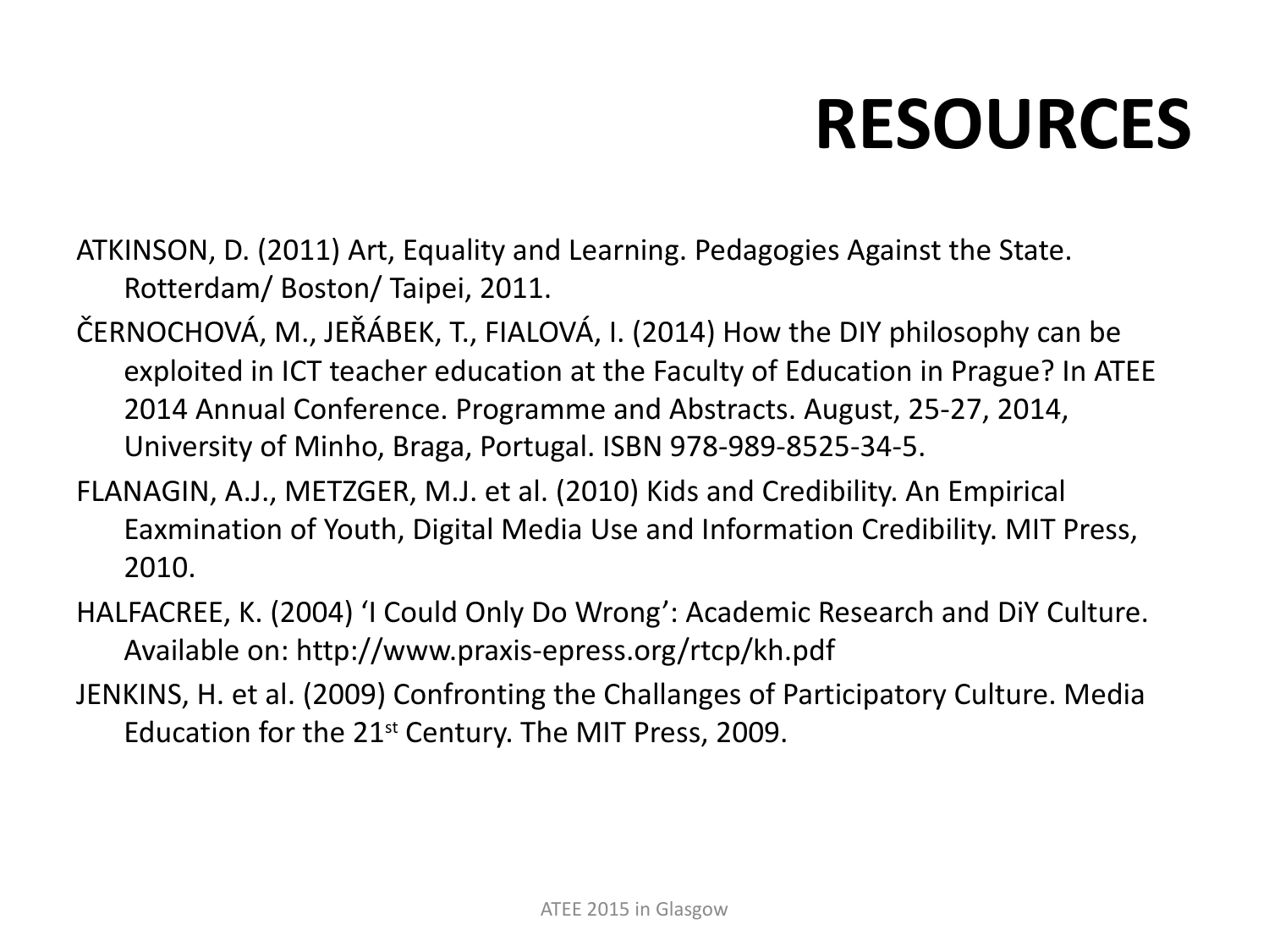# RESOURCES

ATKINSON, D. (2011) Art, Equality and Learning. Pedagogies Against the State. Rotterdam/ Boston/ Taipei, 2011.

ČERNOCHOVÁ, M., JEŘÁBEK, T., FIALOVÁ, I. (2014) How the DIY philosophy can be exploited in ICT teacher education at the Faculty of Education in Prague? In ATEE 2014 Annual Conference. Programme and Abstracts. August, 25-27, 2014, University of Minho, Braga, Portugal. ISBN 978-989-8525-34-5.

FLANAGIN, A.J., METZGER, M.J. et al. (2010) Kids and Credibility. An Empirical Eaxmination of Youth, Digital Media Use and Information Credibility. MIT Press, 2010.

HALFACREE, K. (2004) 'I Could Only Do Wrong': Academic Research and DiY Culture. Available on: http://www.praxis-epress.org/rtcp/kh.pdf

JENKINS, H. et al. (2009) Confronting the Challanges of Participatory Culture. Media Education for the 21st Century. The MIT Press, 2009.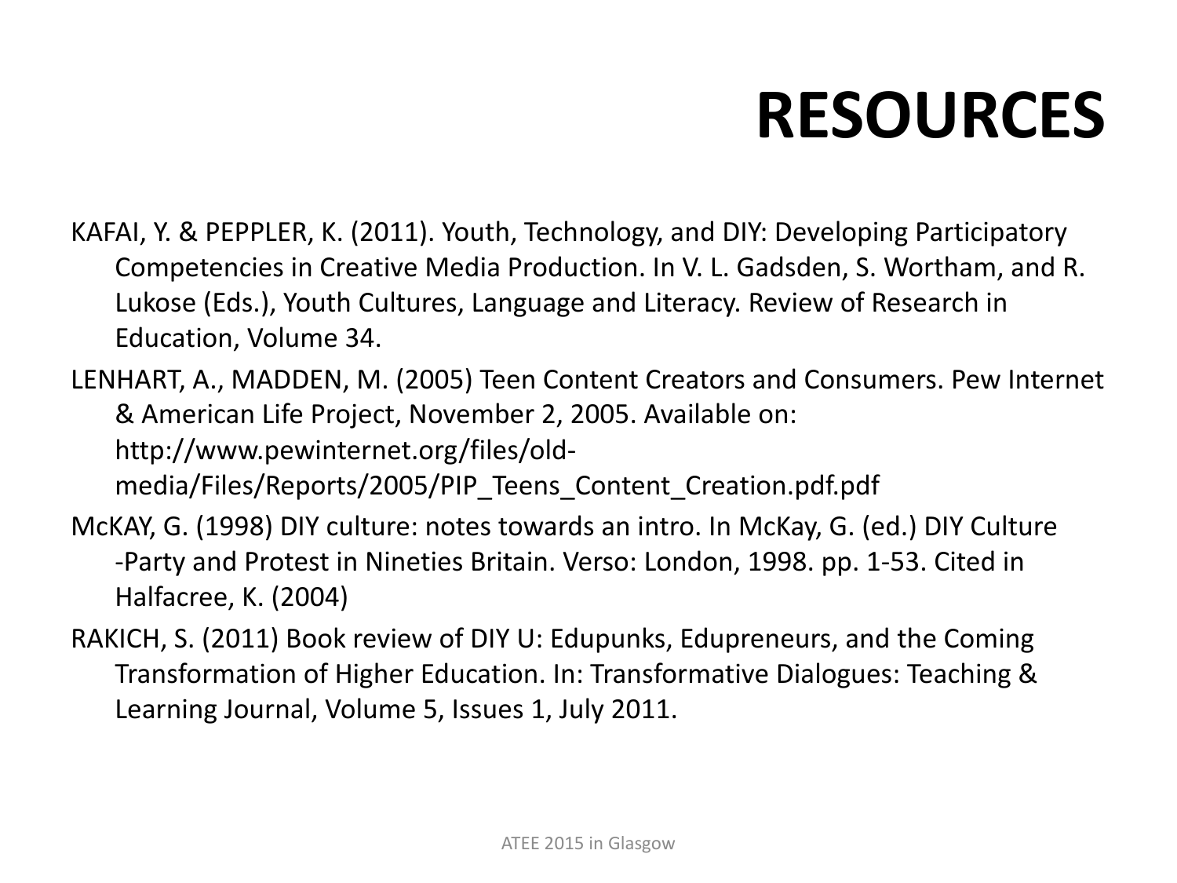# RESOURCES

KAFAI, Y. & PEPPLER, K. (2011). Youth, Technology, and DIY: Developing Participatory Competencies in Creative Media Production. In V. L. Gadsden, S. Wortham, and R. Lukose (Eds.), Youth Cultures, Language and Literacy. Review of Research in Education, Volume 34.

LENHART, A., MADDEN, M. (2005) Teen Content Creators and Consumers. Pew Internet & American Life Project, November 2, 2005. Available on: http://www.pewinternet.org/files/old-media/Files/Reports/2005/PIP_Teens_Content_Creation.pdf.pdf

McKAY, G. (1998) DIY culture: notes towards an intro. In McKay, G. (ed.) DIY Culture -Party and Protest in Nineties Britain. Verso: London, 1998. pp. 1-53. Cited in Halfacree, K. (2004)

RAKICH, S. (2011) Book review of DIY U: Edupunks, Edupreneurs, and the Coming Transformation of Higher Education. In: Transformative Dialogues: Teaching & Learning Journal, Volume 5, Issues 1, July 2011.